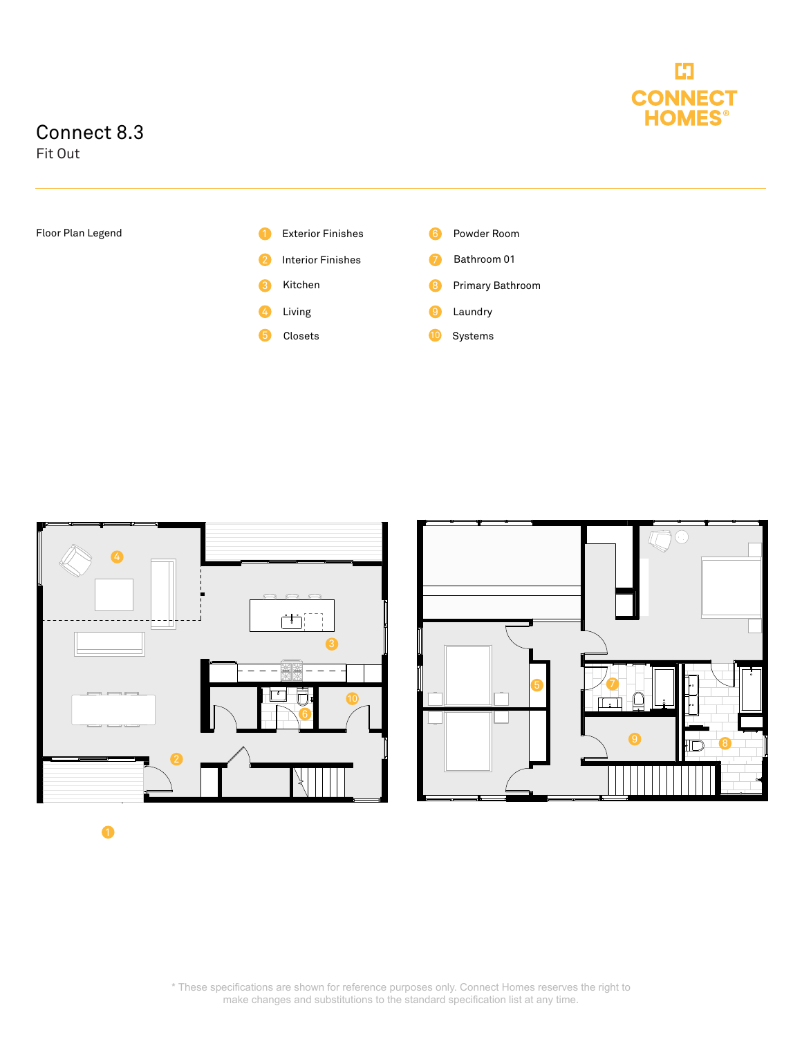# Connect 8.3

Fit Out

CONNECT HOMES®

Floor Plan Legend

1. Exterior Finishes
2. Interior Finishes
3. Kitchen
4. Living
5. Closets
6. Powder Room
7. Bathroom 01
8. Primary Bathroom
9. Laundry
10. Systems

\* These specifications are shown for reference purposes only. Connect Homes reserves the right to make changes and substitutions to the standard specification list at any time.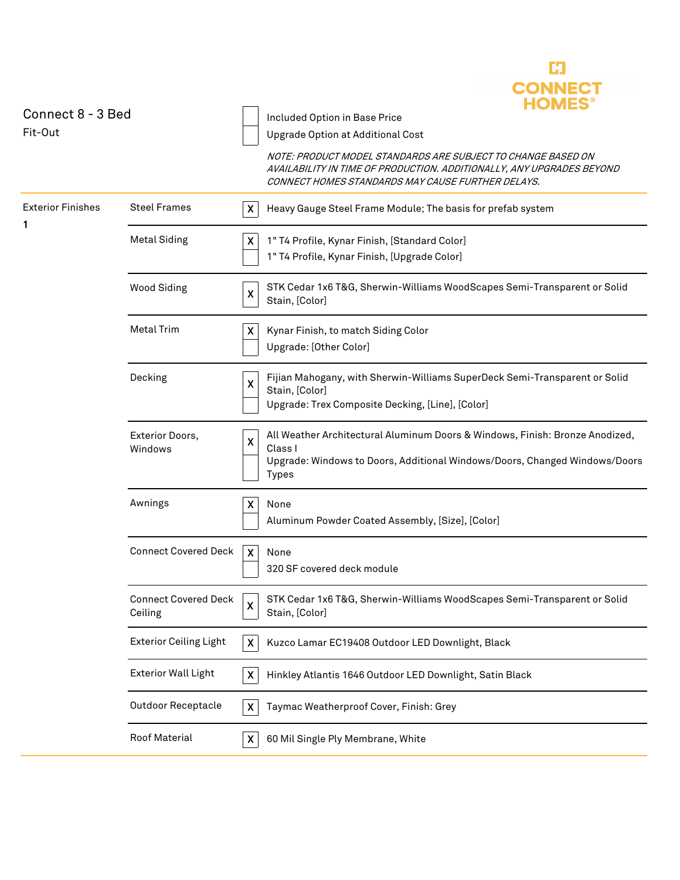CONNECT HOMES®

# Connect 8 - 3 Bed

Fit-Out

| | |
|---|---|
| ☐ | Included Option in Base Price |
| ☐ | Upgrade Option at Additional Cost |

*NOTE: PRODUCT MODEL STANDARDS ARE SUBJECT TO CHANGE BASED ON AVAILABILITY IN TIME OF PRODUCTION. ADDITIONALLY, ANY UPGRADES BEYOND CONNECT HOMES STANDARDS MAY CAUSE FURTHER DELAYS.*

| Section | Item | Selection | Description |
|---|---|---|---|
| Exterior Finishes 1 | Steel Frames | X | Heavy Gauge Steel Frame Module; The basis for prefab system |
| | Metal Siding | X | 1" T4 Profile, Kynar Finish, [Standard Color] |
| | | | 1" T4 Profile, Kynar Finish, [Upgrade Color] |
| | Wood Siding | X | STK Cedar 1x6 T&G, Sherwin-Williams WoodScapes Semi-Transparent or Solid Stain, [Color] |
| | Metal Trim | X | Kynar Finish, to match Siding Color |
| | | | Upgrade: [Other Color] |
| | Decking | X | Fijian Mahogany, with Sherwin-Williams SuperDeck Semi-Transparent or Solid Stain, [Color] |
| | | | Upgrade: Trex Composite Decking, [Line], [Color] |
| | Exterior Doors, Windows | X | All Weather Architectural Aluminum Doors & Windows, Finish: Bronze Anodized, Class I |
| | | | Upgrade: Windows to Doors, Additional Windows/Doors, Changed Windows/Doors Types |
| | Awnings | X | None |
| | | | Aluminum Powder Coated Assembly, [Size], [Color] |
| | Connect Covered Deck | X | None |
| | | | 320 SF covered deck module |
| | Connect Covered Deck Ceiling | X | STK Cedar 1x6 T&G, Sherwin-Williams WoodScapes Semi-Transparent or Solid Stain, [Color] |
| | Exterior Ceiling Light | X | Kuzco Lamar EC19408 Outdoor LED Downlight, Black |
| | Exterior Wall Light | X | Hinkley Atlantis 1646 Outdoor LED Downlight, Satin Black |
| | Outdoor Receptacle | X | Taymac Weatherproof Cover, Finish: Grey |
| | Roof Material | X | 60 Mil Single Ply Membrane, White |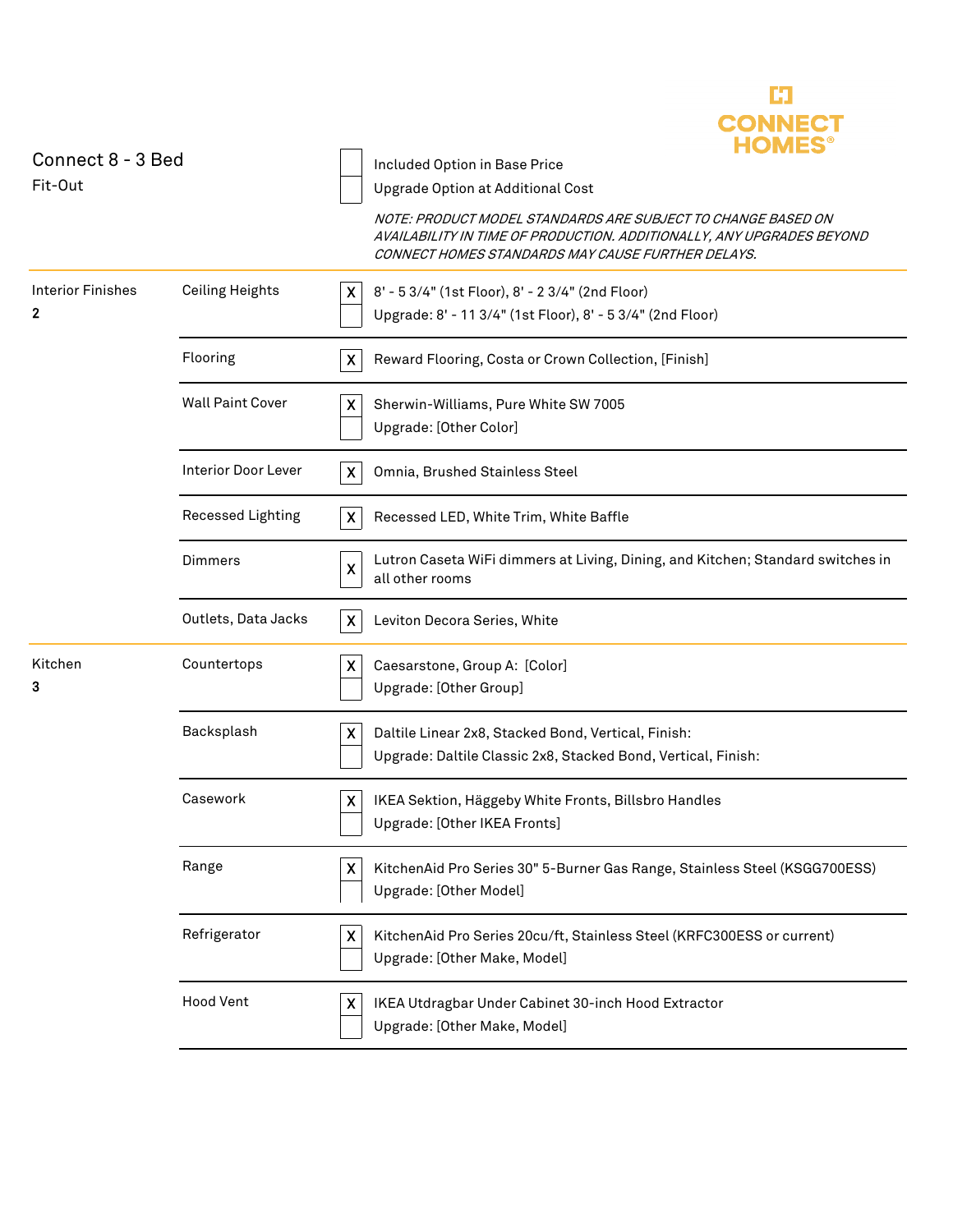CONNECT HOMES®

# Connect 8 - 3 Bed

Fit-Out

| | |
|---|---|
| [ ] | Included Option in Base Price |
| [ ] | Upgrade Option at Additional Cost |

*NOTE: PRODUCT MODEL STANDARDS ARE SUBJECT TO CHANGE BASED ON AVAILABILITY IN TIME OF PRODUCTION. ADDITIONALLY, ANY UPGRADES BEYOND CONNECT HOMES STANDARDS MAY CAUSE FURTHER DELAYS.*

| Section | Item | | Option |
|---|---|---|---|
| Interior Finishes 2 | Ceiling Heights | X | 8' - 5 3/4" (1st Floor), 8' - 2 3/4" (2nd Floor) |
| | | | Upgrade: 8' - 11 3/4" (1st Floor), 8' - 5 3/4" (2nd Floor) |
| | Flooring | X | Reward Flooring, Costa or Crown Collection, [Finish] |
| | Wall Paint Cover | X | Sherwin-Williams, Pure White SW 7005 |
| | | | Upgrade: [Other Color] |
| | Interior Door Lever | X | Omnia, Brushed Stainless Steel |
| | Recessed Lighting | X | Recessed LED, White Trim, White Baffle |
| | Dimmers | X | Lutron Caseta WiFi dimmers at Living, Dining, and Kitchen; Standard switches in all other rooms |
| | Outlets, Data Jacks | X | Leviton Decora Series, White |
| Kitchen 3 | Countertops | X | Caesarstone, Group A: [Color] |
| | | | Upgrade: [Other Group] |
| | Backsplash | X | Daltile Linear 2x8, Stacked Bond, Vertical, Finish: |
| | | | Upgrade: Daltile Classic 2x8, Stacked Bond, Vertical, Finish: |
| | Casework | X | IKEA Sektion, Häggeby White Fronts, Billsbro Handles |
| | | | Upgrade: [Other IKEA Fronts] |
| | Range | X | KitchenAid Pro Series 30" 5-Burner Gas Range, Stainless Steel (KSGG700ESS) |
| | | | Upgrade: [Other Model] |
| | Refrigerator | X | KitchenAid Pro Series 20cu/ft, Stainless Steel (KRFC300ESS or current) |
| | | | Upgrade: [Other Make, Model] |
| | Hood Vent | X | IKEA Utdragbar Under Cabinet 30-inch Hood Extractor |
| | | | Upgrade: [Other Make, Model] |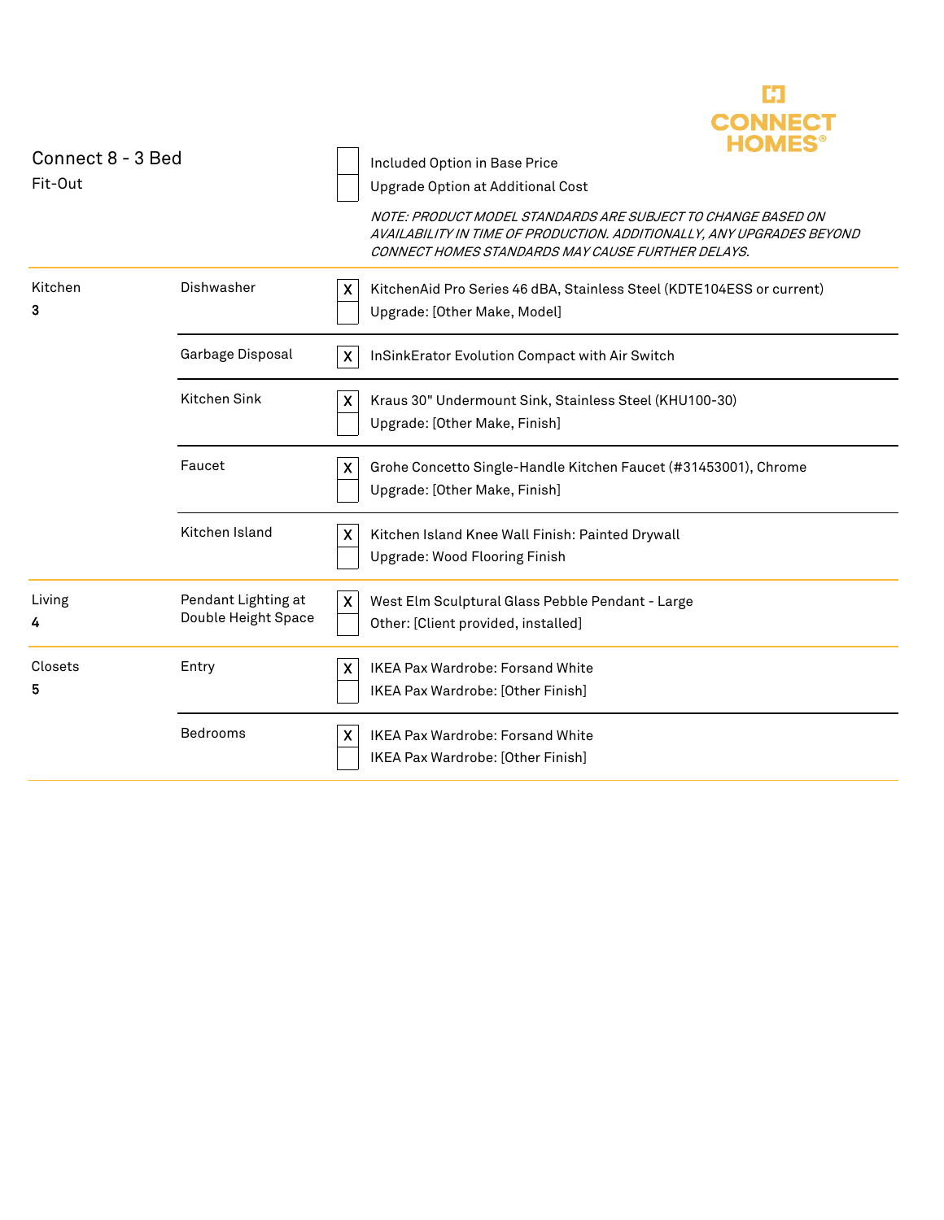CONNECT HOMES®

## Connect 8 - 3 Bed

Fit-Out

| | |
|---|---|
| [ ] | Included Option in Base Price |
| [ ] | Upgrade Option at Additional Cost |

*NOTE: PRODUCT MODEL STANDARDS ARE SUBJECT TO CHANGE BASED ON AVAILABILITY IN TIME OF PRODUCTION. ADDITIONALLY, ANY UPGRADES BEYOND CONNECT HOMES STANDARDS MAY CAUSE FURTHER DELAYS.*

| Area | Item | Selected | Option |
|---|---|---|---|
| Kitchen **3** | Dishwasher | X | KitchenAid Pro Series 46 dBA, Stainless Steel (KDTE104ESS or current) |
| | | | Upgrade: [Other Make, Model] |
| | Garbage Disposal | X | InSinkErator Evolution Compact with Air Switch |
| | Kitchen Sink | X | Kraus 30" Undermount Sink, Stainless Steel (KHU100-30) |
| | | | Upgrade: [Other Make, Finish] |
| | Faucet | X | Grohe Concetto Single-Handle Kitchen Faucet (#31453001), Chrome |
| | | | Upgrade: [Other Make, Finish] |
| | Kitchen Island | X | Kitchen Island Knee Wall Finish: Painted Drywall |
| | | | Upgrade: Wood Flooring Finish |
| Living **4** | Pendant Lighting at Double Height Space | X | West Elm Sculptural Glass Pebble Pendant - Large |
| | | | Other: [Client provided, installed] |
| Closets **5** | Entry | X | IKEA Pax Wardrobe: Forsand White |
| | | | IKEA Pax Wardrobe: [Other Finish] |
| | Bedrooms | X | IKEA Pax Wardrobe: Forsand White |
| | | | IKEA Pax Wardrobe: [Other Finish] |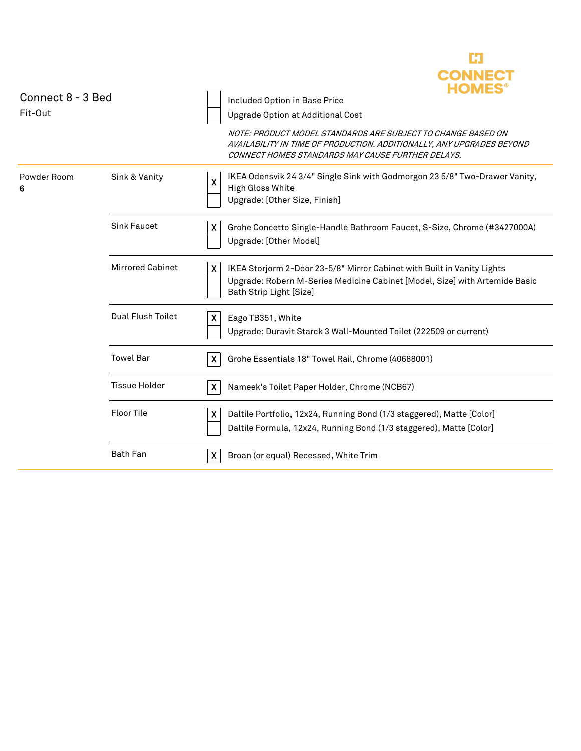CONNECT HOMES®

# Connect 8 - 3 Bed

Fit-Out

| | |
|---|---|
| [ ] | Included Option in Base Price |
| [ ] | Upgrade Option at Additional Cost |

*NOTE: PRODUCT MODEL STANDARDS ARE SUBJECT TO CHANGE BASED ON AVAILABILITY IN TIME OF PRODUCTION. ADDITIONALLY, ANY UPGRADES BEYOND CONNECT HOMES STANDARDS MAY CAUSE FURTHER DELAYS.*

| Room | Item | | Description |
|---|---|---|---|
| Powder Room **6** | Sink & Vanity | X | IKEA Odensvik 24 3/4" Single Sink with Godmorgon 23 5/8" Two-Drawer Vanity, High Gloss White |
| | | | Upgrade: [Other Size, Finish] |
| | Sink Faucet | X | Grohe Concetto Single-Handle Bathroom Faucet, S-Size, Chrome (#3427000A) |
| | | | Upgrade: [Other Model] |
| | Mirrored Cabinet | X | IKEA Storjorm 2-Door 23-5/8" Mirror Cabinet with Built in Vanity Lights |
| | | | Upgrade: Robern M-Series Medicine Cabinet [Model, Size] with Artemide Basic Bath Strip Light [Size] |
| | Dual Flush Toilet | X | Eago TB351, White |
| | | | Upgrade: Duravit Starck 3 Wall-Mounted Toilet (222509 or current) |
| | Towel Bar | X | Grohe Essentials 18" Towel Rail, Chrome (40688001) |
| | Tissue Holder | X | Nameek's Toilet Paper Holder, Chrome (NCB67) |
| | Floor Tile | X | Daltile Portfolio, 12x24, Running Bond (1/3 staggered), Matte [Color] |
| | | | Daltile Formula, 12x24, Running Bond (1/3 staggered), Matte [Color] |
| | Bath Fan | X | Broan (or equal) Recessed, White Trim |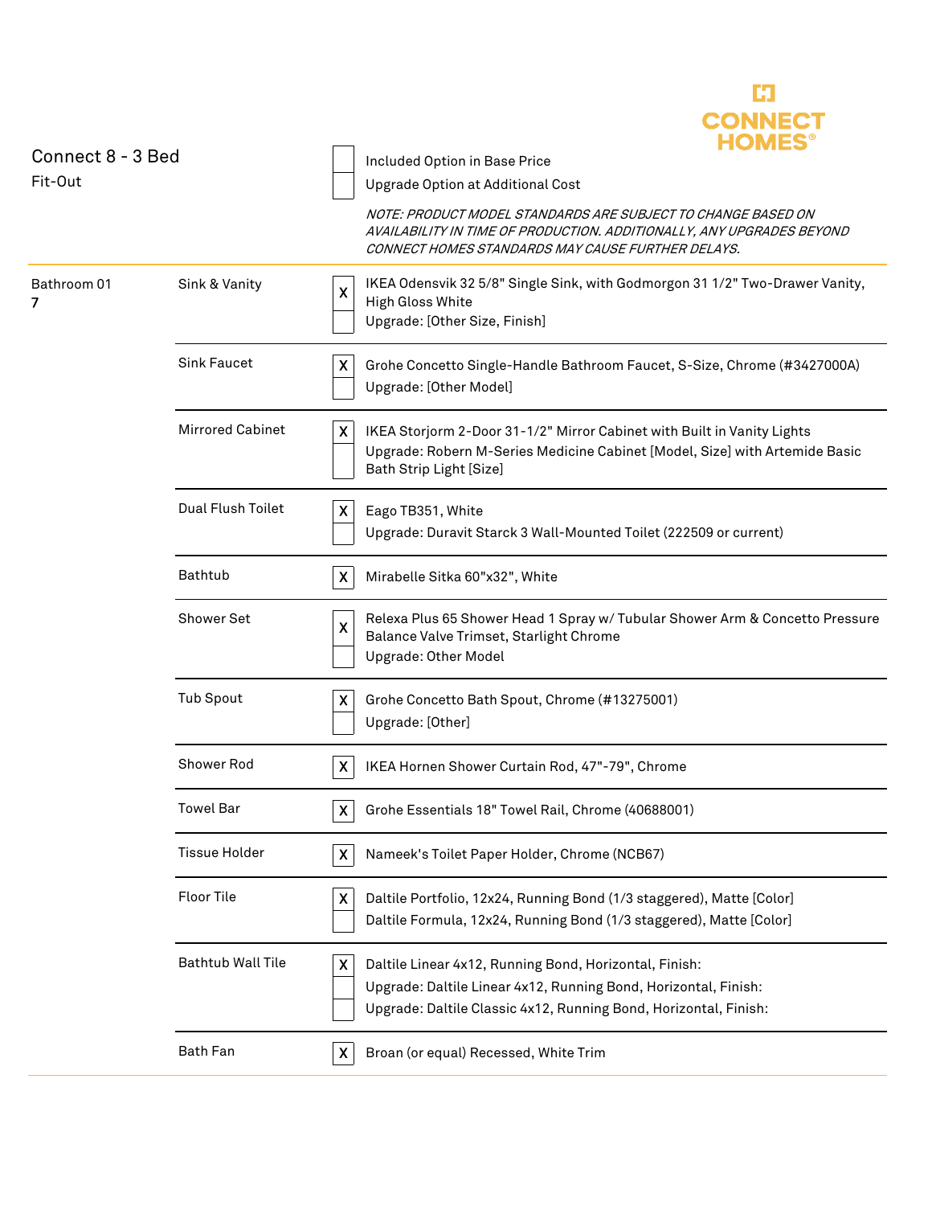# CONNECT HOMES®

## Connect 8 - 3 Bed

Fit-Out

| | |
|---|---|
| [ ] | Included Option in Base Price |
| [ ] | Upgrade Option at Additional Cost |

*NOTE: PRODUCT MODEL STANDARDS ARE SUBJECT TO CHANGE BASED ON AVAILABILITY IN TIME OF PRODUCTION. ADDITIONALLY, ANY UPGRADES BEYOND CONNECT HOMES STANDARDS MAY CAUSE FURTHER DELAYS.*

| Room | Item | Option | Description |
|---|---|---|---|
| Bathroom 01 7 | Sink & Vanity | X | IKEA Odensvik 32 5/8" Single Sink, with Godmorgon 31 1/2" Two-Drawer Vanity, High Gloss White |
| | | | Upgrade: [Other Size, Finish] |
| | Sink Faucet | X | Grohe Concetto Single-Handle Bathroom Faucet, S-Size, Chrome (#3427000A) |
| | | | Upgrade: [Other Model] |
| | Mirrored Cabinet | X | IKEA Storjorm 2-Door 31-1/2" Mirror Cabinet with Built in Vanity Lights |
| | | | Upgrade: Robern M-Series Medicine Cabinet [Model, Size] with Artemide Basic Bath Strip Light [Size] |
| | Dual Flush Toilet | X | Eago TB351, White |
| | | | Upgrade: Duravit Starck 3 Wall-Mounted Toilet (222509 or current) |
| | Bathtub | X | Mirabelle Sitka 60"x32", White |
| | Shower Set | X | Relexa Plus 65 Shower Head 1 Spray w/ Tubular Shower Arm & Concetto Pressure Balance Valve Trimset, Starlight Chrome |
| | | | Upgrade: Other Model |
| | Tub Spout | X | Grohe Concetto Bath Spout, Chrome (#13275001) |
| | | | Upgrade: [Other] |
| | Shower Rod | X | IKEA Hornen Shower Curtain Rod, 47"-79", Chrome |
| | Towel Bar | X | Grohe Essentials 18" Towel Rail, Chrome (40688001) |
| | Tissue Holder | X | Nameek's Toilet Paper Holder, Chrome (NCB67) |
| | Floor Tile | X | Daltile Portfolio, 12x24, Running Bond (1/3 staggered), Matte [Color] |
| | | | Daltile Formula, 12x24, Running Bond (1/3 staggered), Matte [Color] |
| | Bathtub Wall Tile | X | Daltile Linear 4x12, Running Bond, Horizontal, Finish: |
| | | | Upgrade: Daltile Linear 4x12, Running Bond, Horizontal, Finish: |
| | | | Upgrade: Daltile Classic 4x12, Running Bond, Horizontal, Finish: |
| | Bath Fan | X | Broan (or equal) Recessed, White Trim |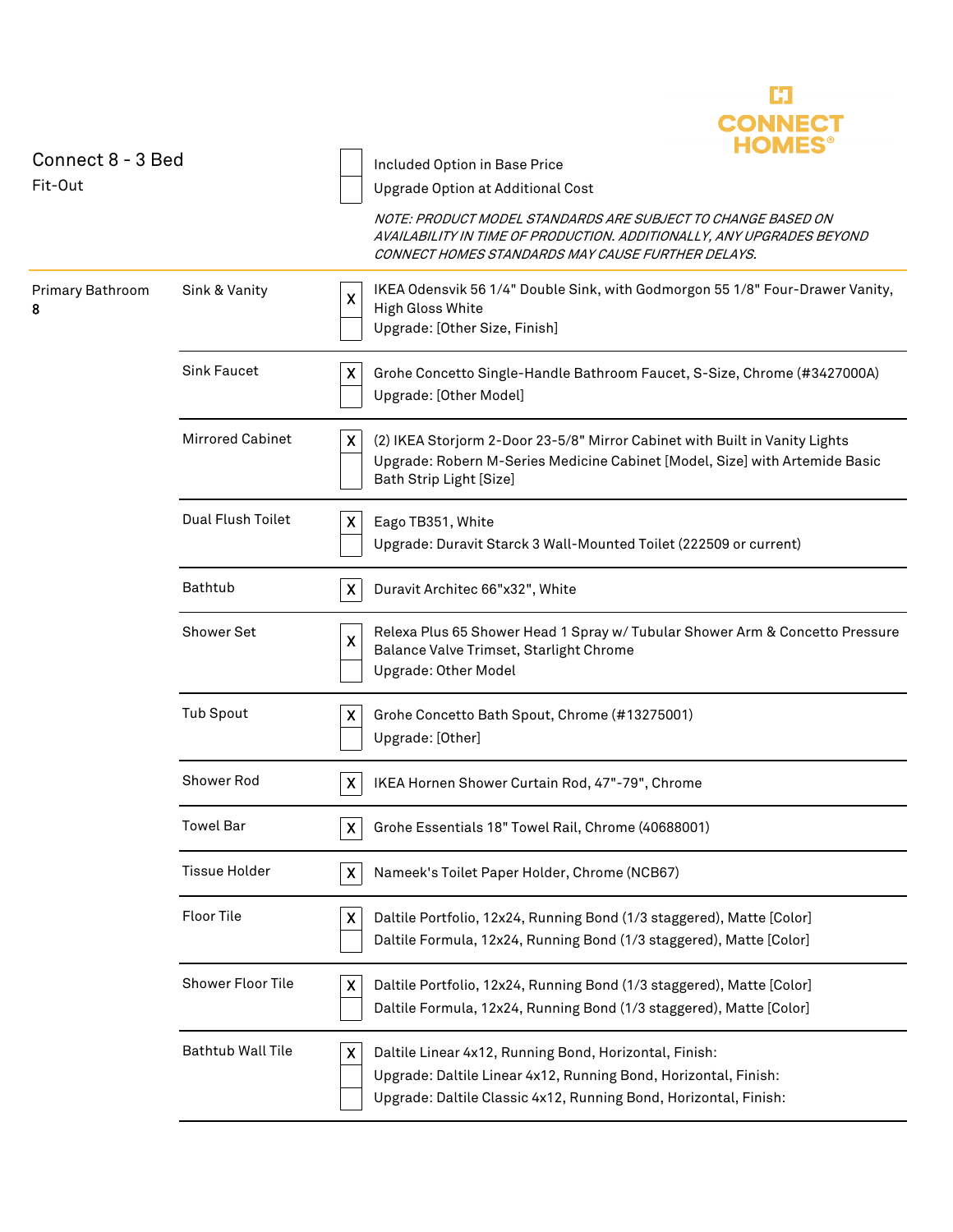CONNECT HOMES®

## Connect 8 - 3 Bed

Fit-Out

| | |
|---|---|
| [ ] | Included Option in Base Price |
| [ ] | Upgrade Option at Additional Cost |

*NOTE: PRODUCT MODEL STANDARDS ARE SUBJECT TO CHANGE BASED ON AVAILABILITY IN TIME OF PRODUCTION. ADDITIONALLY, ANY UPGRADES BEYOND CONNECT HOMES STANDARDS MAY CAUSE FURTHER DELAYS.*

| Room | Item | | Description |
|---|---|---|---|
| Primary Bathroom **8** | Sink & Vanity | X | IKEA Odensvik 56 1/4" Double Sink, with Godmorgon 55 1/8" Four-Drawer Vanity, High Gloss White |
| | | | Upgrade: [Other Size, Finish] |
| | Sink Faucet | X | Grohe Concetto Single-Handle Bathroom Faucet, S-Size, Chrome (#3427000A) |
| | | | Upgrade: [Other Model] |
| | Mirrored Cabinet | X | (2) IKEA Storjorm 2-Door 23-5/8" Mirror Cabinet with Built in Vanity Lights |
| | | | Upgrade: Robern M-Series Medicine Cabinet [Model, Size] with Artemide Basic Bath Strip Light [Size] |
| | Dual Flush Toilet | X | Eago TB351, White |
| | | | Upgrade: Duravit Starck 3 Wall-Mounted Toilet (222509 or current) |
| | Bathtub | X | Duravit Architec 66"x32", White |
| | Shower Set | X | Relexa Plus 65 Shower Head 1 Spray w/ Tubular Shower Arm & Concetto Pressure Balance Valve Trimset, Starlight Chrome |
| | | | Upgrade: Other Model |
| | Tub Spout | X | Grohe Concetto Bath Spout, Chrome (#13275001) |
| | | | Upgrade: [Other] |
| | Shower Rod | X | IKEA Hornen Shower Curtain Rod, 47"-79", Chrome |
| | Towel Bar | X | Grohe Essentials 18" Towel Rail, Chrome (40688001) |
| | Tissue Holder | X | Nameek's Toilet Paper Holder, Chrome (NCB67) |
| | Floor Tile | X | Daltile Portfolio, 12x24, Running Bond (1/3 staggered), Matte [Color] |
| | | | Daltile Formula, 12x24, Running Bond (1/3 staggered), Matte [Color] |
| | Shower Floor Tile | X | Daltile Portfolio, 12x24, Running Bond (1/3 staggered), Matte [Color] |
| | | | Daltile Formula, 12x24, Running Bond (1/3 staggered), Matte [Color] |
| | Bathtub Wall Tile | X | Daltile Linear 4x12, Running Bond, Horizontal, Finish: |
| | | | Upgrade: Daltile Linear 4x12, Running Bond, Horizontal, Finish: |
| | | | Upgrade: Daltile Classic 4x12, Running Bond, Horizontal, Finish: |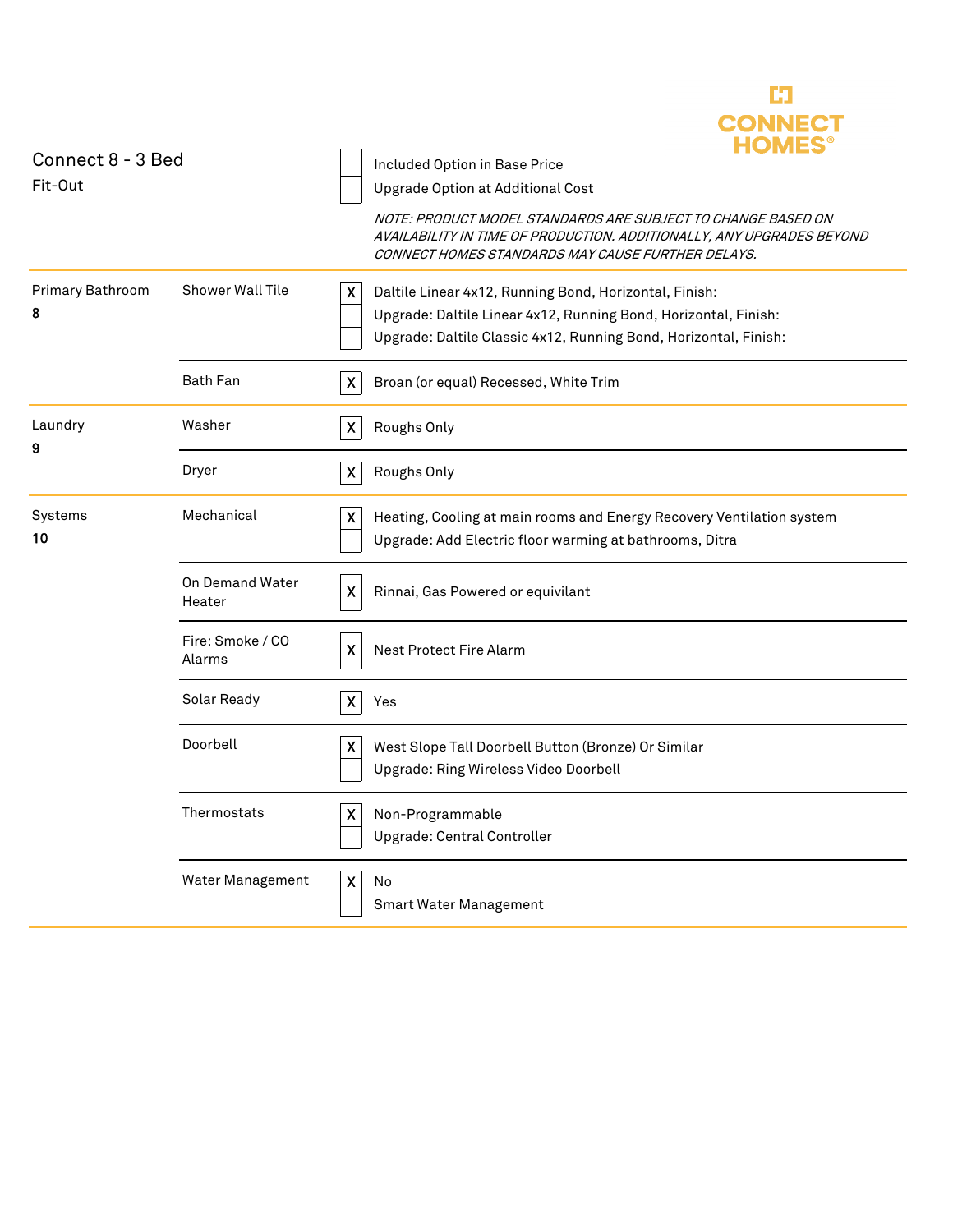CONNECT HOMES®

Connect 8 - 3 Bed
Fit-Out

| | |
|---|---|
| ☐ | Included Option in Base Price |
| ☐ | Upgrade Option at Additional Cost |

*NOTE: PRODUCT MODEL STANDARDS ARE SUBJECT TO CHANGE BASED ON AVAILABILITY IN TIME OF PRODUCTION. ADDITIONALLY, ANY UPGRADES BEYOND CONNECT HOMES STANDARDS MAY CAUSE FURTHER DELAYS.*

| | | | |
|---|---|---|---|
| Primary Bathroom **8** | Shower Wall Tile | X | Daltile Linear 4x12, Running Bond, Horizontal, Finish: |
| | | | Upgrade: Daltile Linear 4x12, Running Bond, Horizontal, Finish: |
| | | | Upgrade: Daltile Classic 4x12, Running Bond, Horizontal, Finish: |
| | Bath Fan | X | Broan (or equal) Recessed, White Trim |
| Laundry **9** | Washer | X | Roughs Only |
| | Dryer | X | Roughs Only |
| Systems **10** | Mechanical | X | Heating, Cooling at main rooms and Energy Recovery Ventilation system |
| | | | Upgrade: Add Electric floor warming at bathrooms, Ditra |
| | On Demand Water Heater | X | Rinnai, Gas Powered or equivilant |
| | Fire: Smoke / CO Alarms | X | Nest Protect Fire Alarm |
| | Solar Ready | X | Yes |
| | Doorbell | X | West Slope Tall Doorbell Button (Bronze) Or Similar |
| | | | Upgrade: Ring Wireless Video Doorbell |
| | Thermostats | X | Non-Programmable |
| | | | Upgrade: Central Controller |
| | Water Management | X | No |
| | | | Smart Water Management |